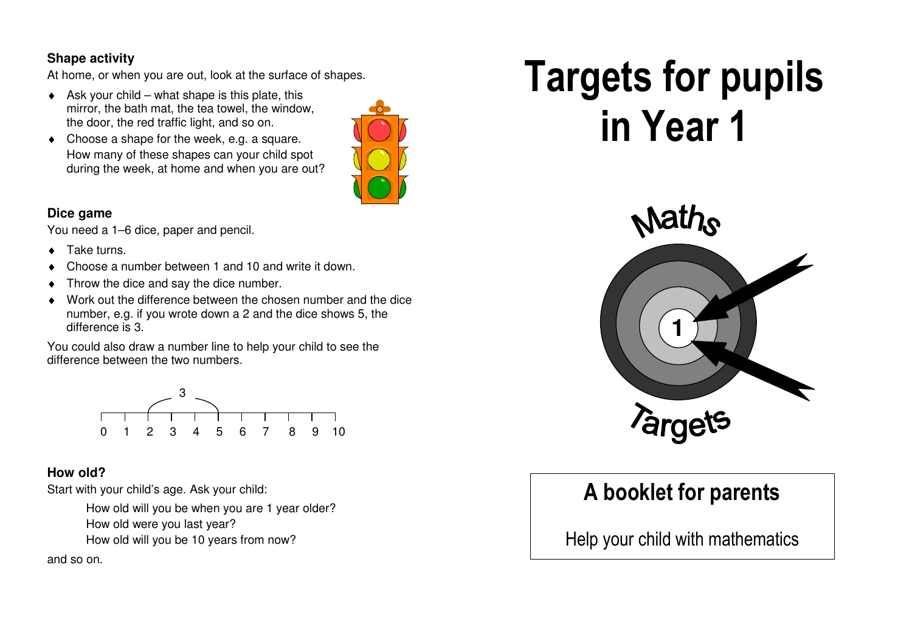## Shape activity

At home, or when you are out, look at the surface of shapes.

- Ask your child – what shape is this plate, this mirror, the bath mat, the tea towel, the window, the door, the red traffic light, and so on.
- Choose a shape for the week, e.g. a square. How many of these shapes can your child spot during the week, at home and when you are out?

## Dice game

You need a 1–6 dice, paper and pencil.

- Take turns.
- Choose a number between 1 and 10 and write it down.
- Throw the dice and say the dice number.
- Work out the difference between the chosen number and the dice number, e.g. if you wrote down a 2 and the dice shows 5, the difference is 3.

You could also draw a number line to help your child to see the difference between the two numbers.

## How old?

Start with your child's age. Ask your child:

> How old will you be when you are 1 year older?
> How old were you last year?
> How old will you be 10 years from now?

and so on.

# Targets for pupils in Year 1

Maths Targets

## A booklet for parents

Help your child with mathematics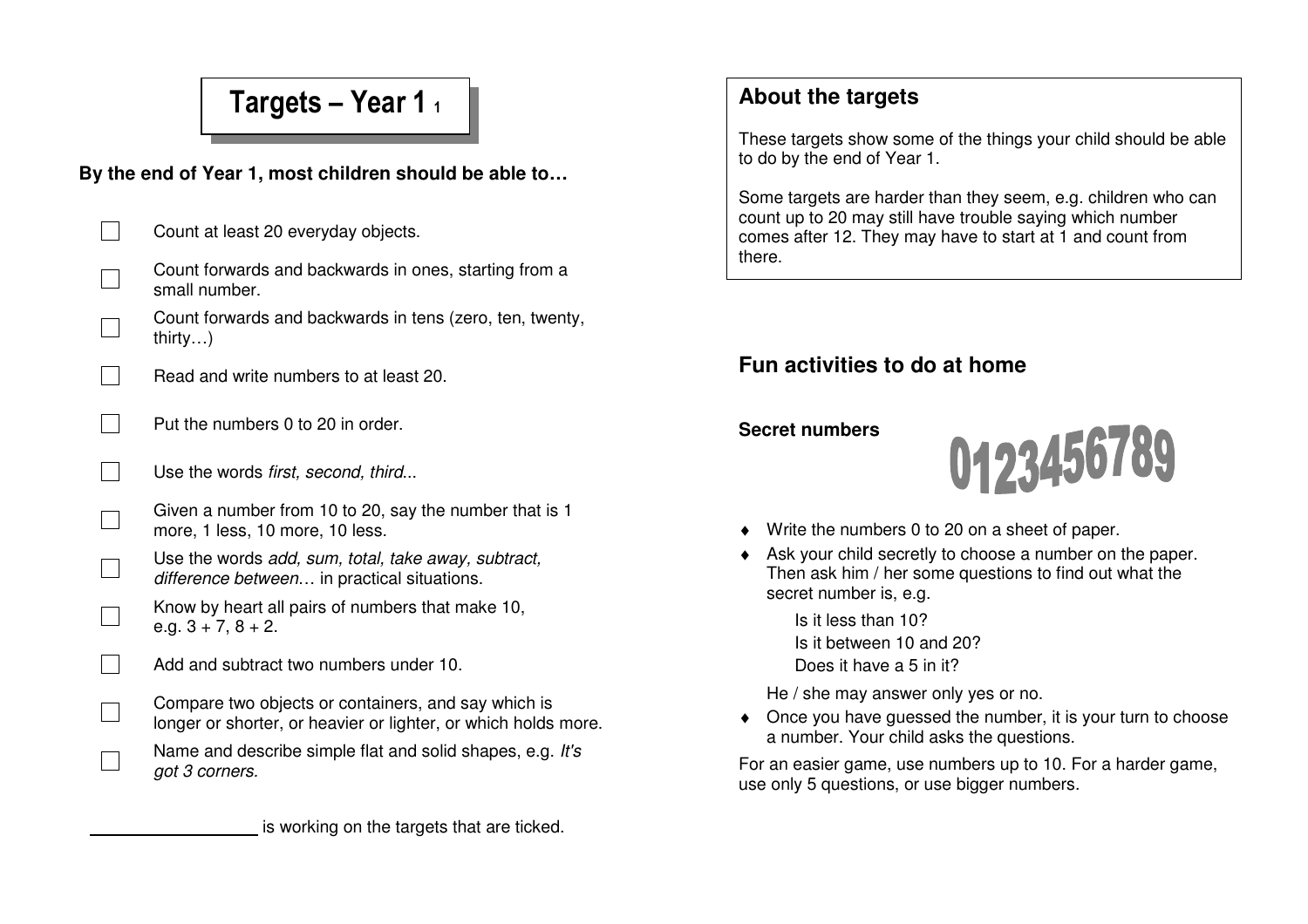# Targets – Year 1

**By the end of Year 1, most children should be able to…**

- ☐ Count at least 20 everyday objects.
- ☐ Count forwards and backwards in ones, starting from a small number.
- ☐ Count forwards and backwards in tens (zero, ten, twenty, thirty…)
- ☐ Read and write numbers to at least 20.
- ☐ Put the numbers 0 to 20 in order.
- ☐ Use the words *first, second, third*...
- ☐ Given a number from 10 to 20, say the number that is 1 more, 1 less, 10 more, 10 less.
- ☐ Use the words *add, sum, total, take away, subtract, difference between*… in practical situations.
- ☐ Know by heart all pairs of numbers that make 10, e.g. 3 + 7, 8 + 2.
- ☐ Add and subtract two numbers under 10.
- ☐ Compare two objects or containers, and say which is longer or shorter, or heavier or lighter, or which holds more.
- ☐ Name and describe simple flat and solid shapes, e.g. *It's got 3 corners.*

__________________ is working on the targets that are ticked.

## About the targets

These targets show some of the things your child should be able to do by the end of Year 1.

Some targets are harder than they seem, e.g. children who can count up to 20 may still have trouble saying which number comes after 12. They may have to start at 1 and count from there.

## Fun activities to do at home

**Secret numbers**

0123456789

- Write the numbers 0 to 20 on a sheet of paper.
- Ask your child secretly to choose a number on the paper. Then ask him / her some questions to find out what the secret number is, e.g.

  Is it less than 10?
  Is it between 10 and 20?
  Does it have a 5 in it?

  He / she may answer only yes or no.
- Once you have guessed the number, it is your turn to choose a number. Your child asks the questions.

For an easier game, use numbers up to 10. For a harder game, use only 5 questions, or use bigger numbers.